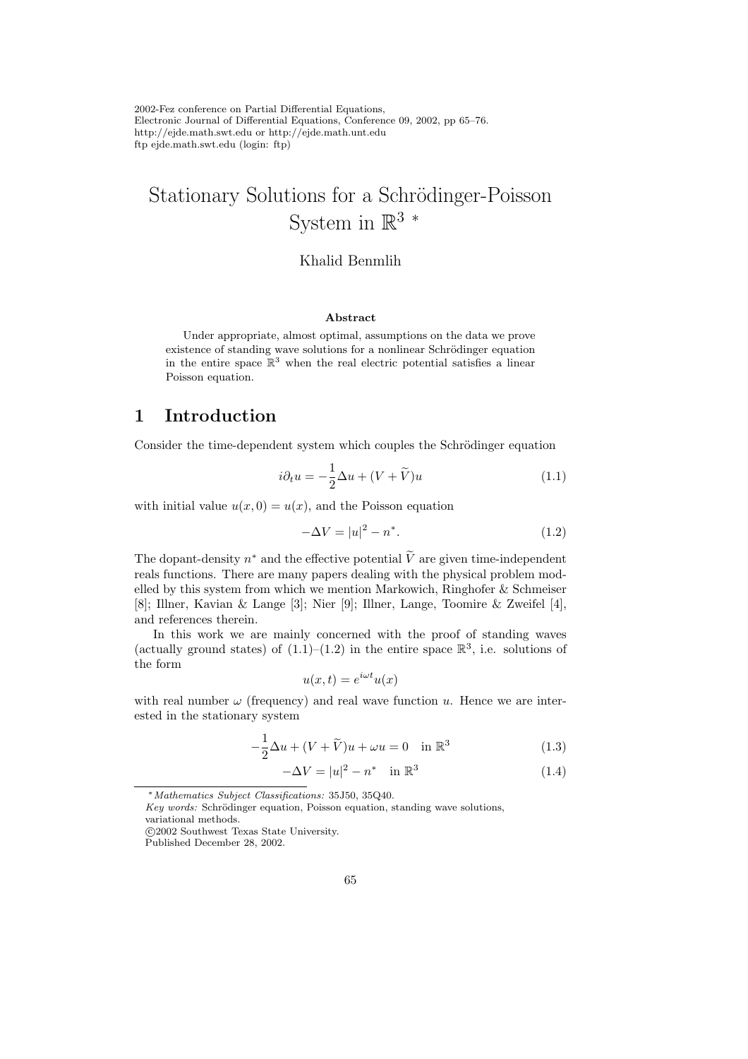# Stationary Solutions for a Schrödinger-Poisson System in $\mathbb{R}^3$ *

Khalid Benmlih

### Abstract

Under appropriate, almost optimal, assumptions on the data we prove existence of standing wave solutions for a nonlinear Schrödinger equation in the entire space $\mathbb{R}^3$ when the real electric potential satisfies a linear Poisson equation.

## 1 Introduction

Consider the time-dependent system which couples the Schrödinger equation

$$i\partial_t u = -\frac{1}{2}\Delta u + (V + \widetilde{V})u \tag{1.1}$$

with initial value $u(x, 0) = u(x)$, and the Poisson equation

$$-\Delta V = |u|^2 - n^*. \tag{1.2}$$

The dopant-density $n^*$ and the effective potential $\widetilde{V}$ are given time-independent reals functions. There are many papers dealing with the physical problem modelled by this system from which we mention Markowich, Ringhofer & Schmeiser [8]; Illner, Kavian & Lange [3]; Nier [9]; Illner, Lange, Toomire & Zweifel [4], and references therein.

In this work we are mainly concerned with the proof of standing waves (actually ground states) of (1.1)–(1.2) in the entire space $\mathbb{R}^3$, i.e. solutions of the form

$$u(x, t) = e^{i\omega t}u(x)$$

with real number $\omega$ (frequency) and real wave function $u$. Hence we are interested in the stationary system

$$-\frac{1}{2}\Delta u + (V + \widetilde{V})u + \omega u = 0 \quad \text{in } \mathbb{R}^3 \tag{1.3}$$

$$-\Delta V = |u|^2 - n^* \quad \text{in } \mathbb{R}^3 \tag{1.4}$$

---

* *Mathematics Subject Classifications:* 35J50, 35Q40.
*Key words:* Schrödinger equation, Poisson equation, standing wave solutions, variational methods.
©2002 Southwest Texas State University.
Published December 28, 2002.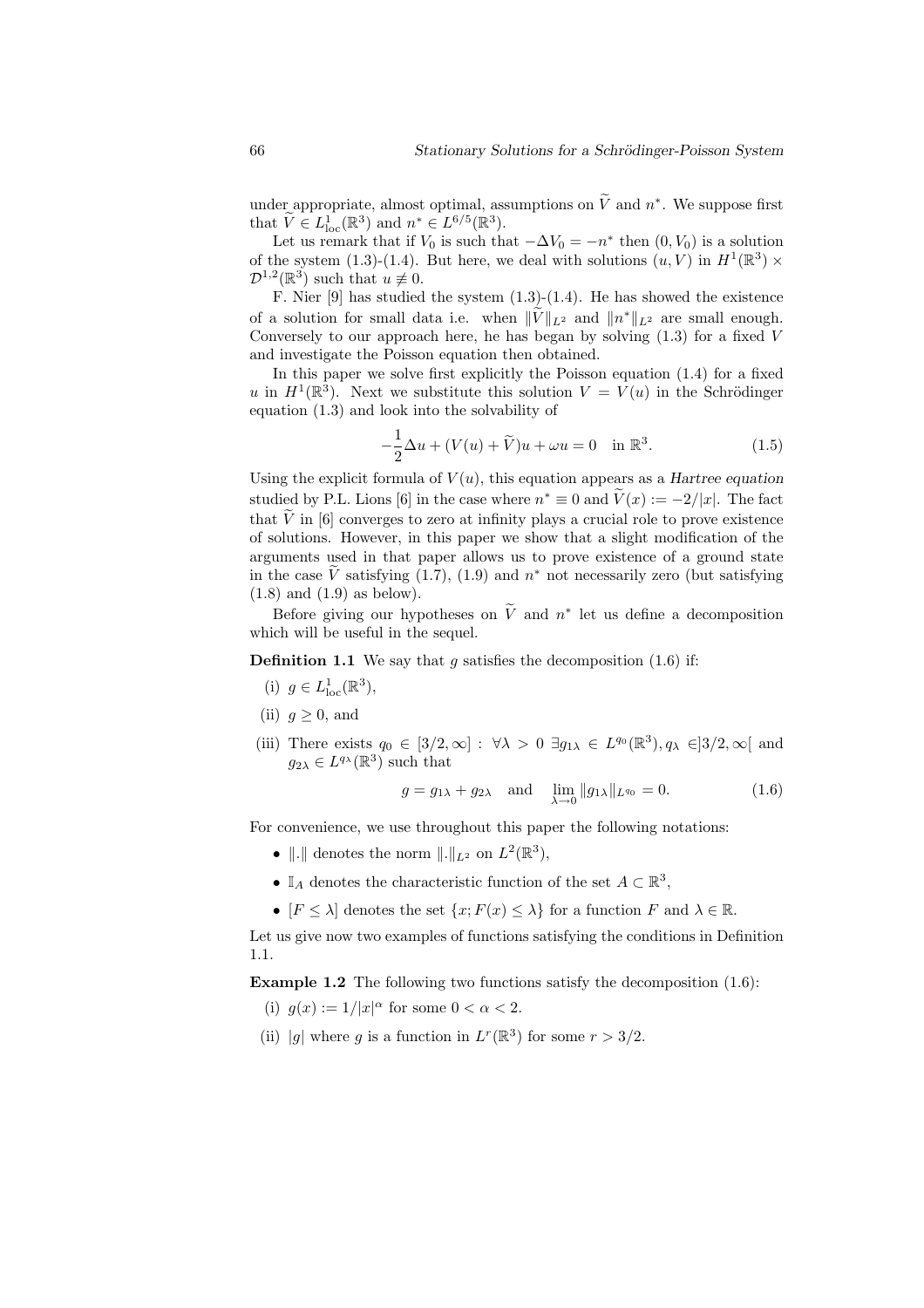under appropriate, almost optimal, assumptions on $\widetilde{V}$ and $n^*$. We suppose first that $\widetilde{V} \in L^1_{\rm loc}(\mathbb{R}^3)$ and $n^* \in L^{6/5}(\mathbb{R}^3)$.

Let us remark that if $V_0$ is such that $-\Delta V_0 = -n^*$ then $(0, V_0)$ is a solution of the system (1.3)-(1.4). But here, we deal with solutions $(u, V)$ in $H^1(\mathbb{R}^3) \times \mathcal{D}^{1,2}(\mathbb{R}^3)$ such that $u \not\equiv 0$.

F. Nier [9] has studied the system (1.3)-(1.4). He has showed the existence of a solution for small data i.e. when $\|\widetilde{V}\|_{L^2}$ and $\|n^*\|_{L^2}$ are small enough. Conversely to our approach here, he has began by solving (1.3) for a fixed $V$ and investigate the Poisson equation then obtained.

In this paper we solve first explicitly the Poisson equation (1.4) for a fixed $u$ in $H^1(\mathbb{R}^3)$. Next we substitute this solution $V = V(u)$ in the Schrödinger equation (1.3) and look into the solvability of

$$-\frac{1}{2}\Delta u + (V(u) + \widetilde{V})u + \omega u = 0 \quad \text{in } \mathbb{R}^3. \tag{1.5}$$

Using the explicit formula of $V(u)$, this equation appears as a *Hartree equation* studied by P.L. Lions [6] in the case where $n^* \equiv 0$ and $\widetilde{V}(x) := -2/|x|$. The fact that $\widetilde{V}$ in [6] converges to zero at infinity plays a crucial role to prove existence of solutions. However, in this paper we show that a slight modification of the arguments used in that paper allows us to prove existence of a ground state in the case $\widetilde{V}$ satisfying (1.7), (1.9) and $n^*$ not necessarily zero (but satisfying (1.8) and (1.9) as below).

Before giving our hypotheses on $\widetilde{V}$ and $n^*$ let us define a decomposition which will be useful in the sequel.

**Definition 1.1** We say that $g$ satisfies the decomposition (1.6) if:

(i) $g \in L^1_{\rm loc}(\mathbb{R}^3)$,

(ii) $g \geq 0$, and

(iii) There exists $q_0 \in [3/2, \infty]$ : $\forall \lambda > 0$ $\exists g_{1\lambda} \in L^{q_0}(\mathbb{R}^3), q_\lambda \in ]3/2, \infty[$ and $g_{2\lambda} \in L^{q_\lambda}(\mathbb{R}^3)$ such that

$$g = g_{1\lambda} + g_{2\lambda} \quad \text{and} \quad \lim_{\lambda \to 0} \|g_{1\lambda}\|_{L^{q_0}} = 0. \tag{1.6}$$

For convenience, we use throughout this paper the following notations:

- $\|.\|$ denotes the norm $\|.\|_{L^2}$ on $L^2(\mathbb{R}^3)$,
- $\mathbb{I}_A$ denotes the characteristic function of the set $A \subset \mathbb{R}^3$,
- $[F \leq \lambda]$ denotes the set $\{x; F(x) \leq \lambda\}$ for a function $F$ and $\lambda \in \mathbb{R}$.

Let us give now two examples of functions satisfying the conditions in Definition 1.1.

**Example 1.2** The following two functions satisfy the decomposition (1.6):

(i) $g(x) := 1/|x|^\alpha$ for some $0 < \alpha < 2$.

(ii) $|g|$ where $g$ is a function in $L^r(\mathbb{R}^3)$ for some $r > 3/2$.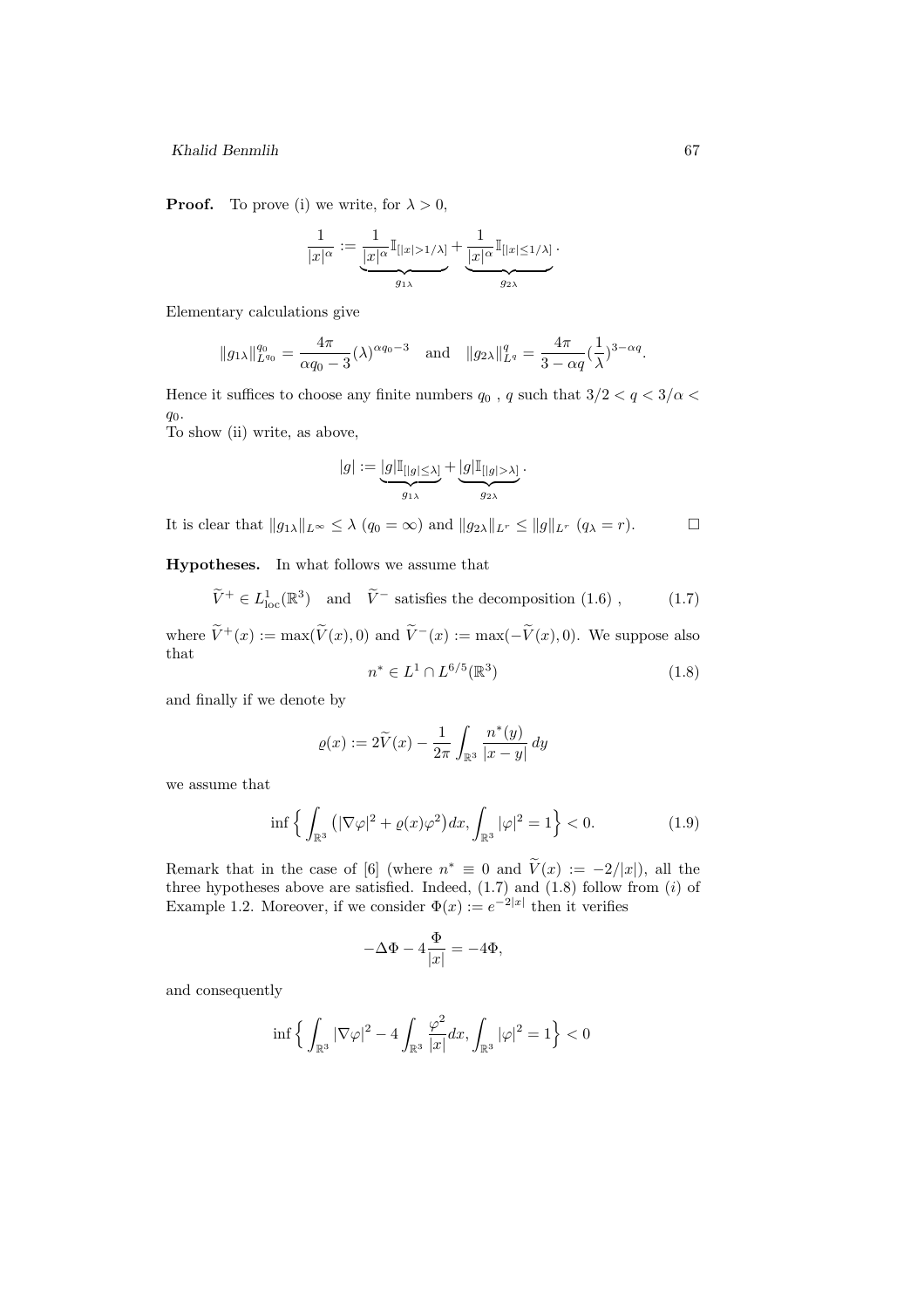**Proof.** To prove (i) we write, for $\lambda > 0$,

$$\frac{1}{|x|^\alpha} := \underbrace{\frac{1}{|x|^\alpha}\mathbb{I}_{[|x|>1/\lambda]}}_{g_{1\lambda}} + \underbrace{\frac{1}{|x|^\alpha}\mathbb{I}_{[|x|\le 1/\lambda]}}_{g_{2\lambda}}.$$

Elementary calculations give

$$\|g_{1\lambda}\|_{L^{q_0}}^{q_0} = \frac{4\pi}{\alpha q_0 - 3}(\lambda)^{\alpha q_0 - 3} \quad \text{and} \quad \|g_{2\lambda}\|_{L^q}^{q} = \frac{4\pi}{3 - \alpha q}(\frac{1}{\lambda})^{3-\alpha q}.$$

Hence it suffices to choose any finite numbers $q_0$ , $q$ such that $3/2 < q < 3/\alpha < q_0$.

To show (ii) write, as above,

$$|g| := \underbrace{|g|\mathbb{I}_{[|g|\le\lambda]}}_{g_{1\lambda}} + \underbrace{|g|\mathbb{I}_{[|g|>\lambda]}}_{g_{2\lambda}}.$$

It is clear that $\|g_{1\lambda}\|_{L^\infty} \le \lambda$ ($q_0 = \infty$) and $\|g_{2\lambda}\|_{L^r} \le \|g\|_{L^r}$ ($q_\lambda = r$). $\square$

**Hypotheses.** In what follows we assume that

$$\widetilde{V}^+ \in L^1_{\rm loc}(\mathbb{R}^3) \quad \text{and} \quad \widetilde{V}^- \text{ satisfies the decomposition (1.6)}, \tag{1.7}$$

where $\widetilde{V}^+(x) := \max(\widetilde{V}(x), 0)$ and $\widetilde{V}^-(x) := \max(-\widetilde{V}(x), 0)$. We suppose also that

$$n^* \in L^1 \cap L^{6/5}(\mathbb{R}^3) \tag{1.8}$$

and finally if we denote by

$$\varrho(x) := 2\widetilde{V}(x) - \frac{1}{2\pi}\int_{\mathbb{R}^3} \frac{n^*(y)}{|x-y|}\,dy$$

we assume that

$$\inf\Big\{\int_{\mathbb{R}^3}\big(|\nabla\varphi|^2 + \varrho(x)\varphi^2\big)dx, \int_{\mathbb{R}^3}|\varphi|^2 = 1\Big\} < 0. \tag{1.9}$$

Remark that in the case of [6] (where $n^* \equiv 0$ and $\widetilde{V}(x) := -2/|x|$), all the three hypotheses above are satisfied. Indeed, (1.7) and (1.8) follow from $(i)$ of Example 1.2. Moreover, if we consider $\Phi(x) := e^{-2|x|}$ then it verifies

$$-\Delta\Phi - 4\frac{\Phi}{|x|} = -4\Phi,$$

and consequently

$$\inf\Big\{\int_{\mathbb{R}^3}|\nabla\varphi|^2 - 4\int_{\mathbb{R}^3}\frac{\varphi^2}{|x|}dx, \int_{\mathbb{R}^3}|\varphi|^2 = 1\Big\} < 0$$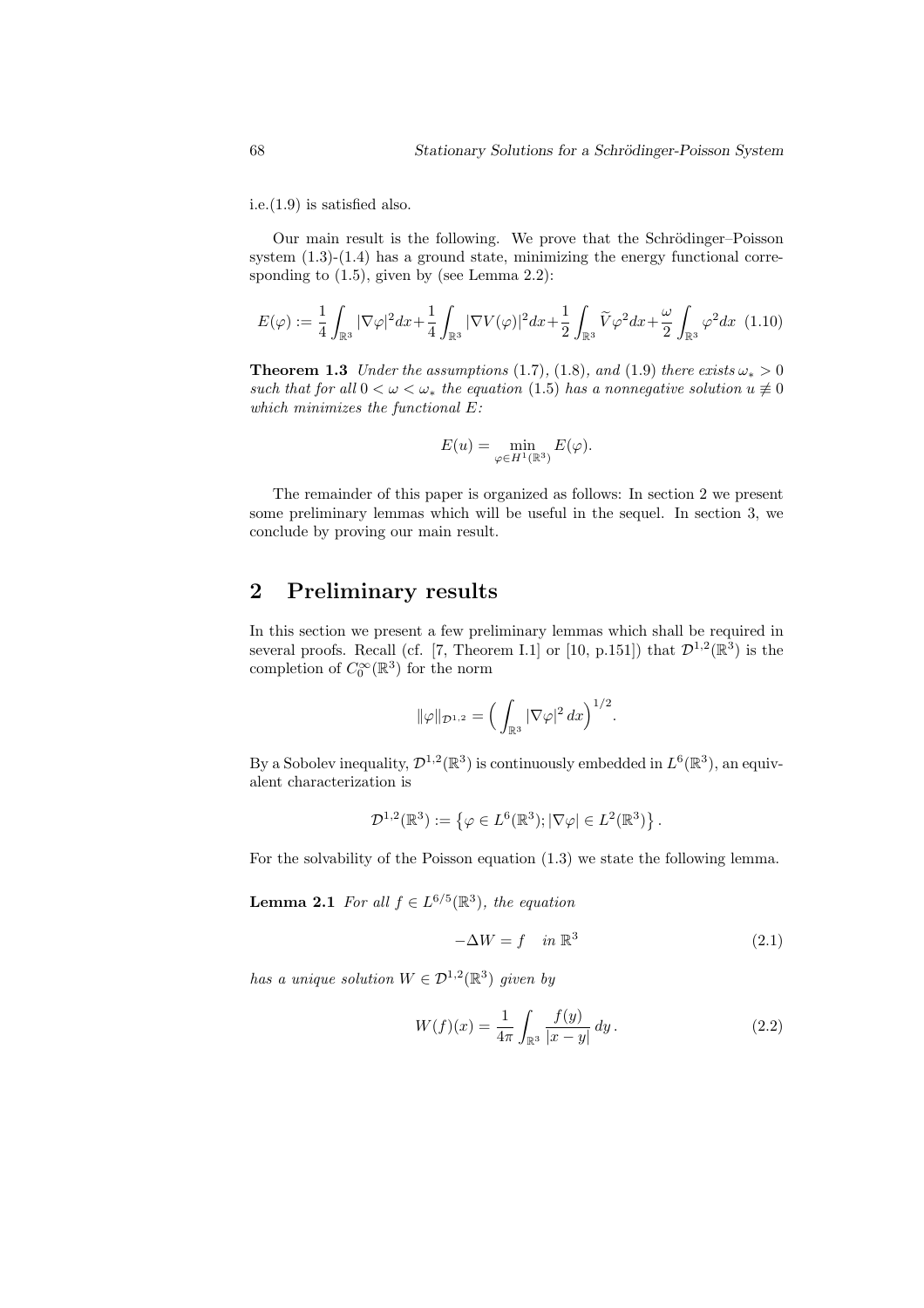i.e.(1.9) is satisfied also.

Our main result is the following. We prove that the Schrödinger–Poisson system (1.3)-(1.4) has a ground state, minimizing the energy functional corresponding to (1.5), given by (see Lemma 2.2):

$$E(\varphi) := \frac{1}{4}\int_{\mathbb{R}^3} |\nabla\varphi|^2 dx + \frac{1}{4}\int_{\mathbb{R}^3} |\nabla V(\varphi)|^2 dx + \frac{1}{2}\int_{\mathbb{R}^3} \widetilde{V}\varphi^2 dx + \frac{\omega}{2}\int_{\mathbb{R}^3} \varphi^2 dx \quad (1.10)$$

**Theorem 1.3** *Under the assumptions* (1.7), (1.8), *and* (1.9) *there exists* $\omega_* > 0$ *such that for all* $0 < \omega < \omega_*$ *the equation* (1.5) *has a nonnegative solution* $u \not\equiv 0$ *which minimizes the functional* $E$*:*

$$E(u) = \min_{\varphi \in H^1(\mathbb{R}^3)} E(\varphi).$$

The remainder of this paper is organized as follows: In section 2 we present some preliminary lemmas which will be useful in the sequel. In section 3, we conclude by proving our main result.

## 2 Preliminary results

In this section we present a few preliminary lemmas which shall be required in several proofs. Recall (cf. [7, Theorem I.1] or [10, p.151]) that $\mathcal{D}^{1,2}(\mathbb{R}^3)$ is the completion of $C_0^\infty(\mathbb{R}^3)$ for the norm

$$\|\varphi\|_{\mathcal{D}^{1,2}} = \Big(\int_{\mathbb{R}^3} |\nabla\varphi|^2\, dx\Big)^{1/2}.$$

By a Sobolev inequality, $\mathcal{D}^{1,2}(\mathbb{R}^3)$ is continuously embedded in $L^6(\mathbb{R}^3)$, an equivalent characterization is

$$\mathcal{D}^{1,2}(\mathbb{R}^3) := \left\{\varphi \in L^6(\mathbb{R}^3); |\nabla\varphi| \in L^2(\mathbb{R}^3)\right\}.$$

For the solvability of the Poisson equation (1.3) we state the following lemma.

**Lemma 2.1** *For all* $f \in L^{6/5}(\mathbb{R}^3)$*, the equation*

$$-\Delta W = f \quad \text{in } \mathbb{R}^3 \quad (2.1)$$

*has a unique solution* $W \in \mathcal{D}^{1,2}(\mathbb{R}^3)$ *given by*

$$W(f)(x) = \frac{1}{4\pi}\int_{\mathbb{R}^3} \frac{f(y)}{|x-y|}\, dy\,. \quad (2.2)$$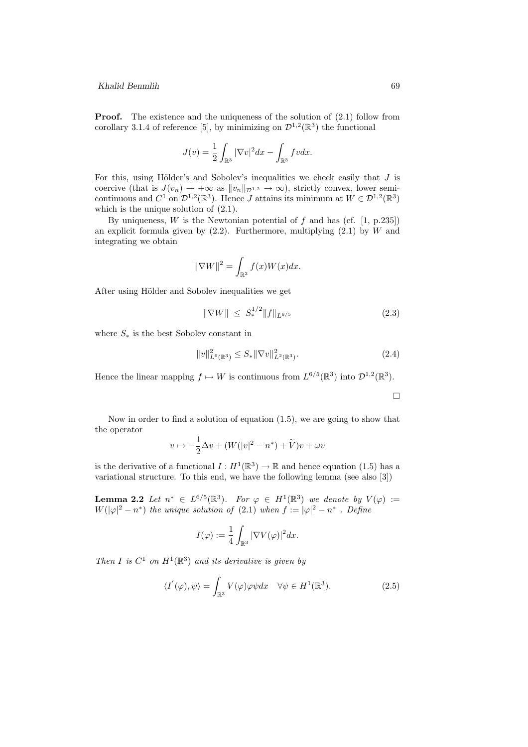**Proof.** The existence and the uniqueness of the solution of (2.1) follow from corollary 3.1.4 of reference [5], by minimizing on $\mathcal{D}^{1,2}(\mathbb{R}^3)$ the functional

$$J(v) = \frac{1}{2}\int_{\mathbb{R}^3} |\nabla v|^2 dx - \int_{\mathbb{R}^3} fv dx.$$

For this, using Hölder's and Sobolev's inequalities we check easily that $J$ is coercive (that is $J(v_n) \to +\infty$ as $\|v_n\|_{\mathcal{D}^{1,2}} \to \infty$), strictly convex, lower semi-continuous and $C^1$ on $\mathcal{D}^{1,2}(\mathbb{R}^3)$. Hence $J$ attains its minimum at $W \in \mathcal{D}^{1,2}(\mathbb{R}^3)$ which is the unique solution of (2.1).

By uniqueness, $W$ is the Newtonian potential of $f$ and has (cf. [1, p.235]) an explicit formula given by (2.2). Furthermore, multiplying (2.1) by $W$ and integrating we obtain

$$\|\nabla W\|^2 = \int_{\mathbb{R}^3} f(x)W(x)dx.$$

After using Hölder and Sobolev inequalities we get

$$\|\nabla W\| \ \leq \ S_*^{1/2}\|f\|_{L^{6/5}} \tag{2.3}$$

where $S_*$ is the best Sobolev constant in

$$\|v\|^2_{L^6(\mathbb{R}^3)} \leq S_*\|\nabla v\|^2_{L^2(\mathbb{R}^3)}. \tag{2.4}$$

Hence the linear mapping $f \mapsto W$ is continuous from $L^{6/5}(\mathbb{R}^3)$ into $\mathcal{D}^{1,2}(\mathbb{R}^3)$.

□

Now in order to find a solution of equation (1.5), we are going to show that the operator

$$v \mapsto -\frac{1}{2}\Delta v + (W(|v|^2 - n^*) + \widetilde{V})v + \omega v$$

is the derivative of a functional $I : H^1(\mathbb{R}^3) \to \mathbb{R}$ and hence equation (1.5) has a variational structure. To this end, we have the following lemma (see also [3])

**Lemma 2.2** *Let $n^* \in L^{6/5}(\mathbb{R}^3)$. For $\varphi \in H^1(\mathbb{R}^3)$ we denote by $V(\varphi) := W(|\varphi|^2 - n^*)$ the unique solution of (2.1) when $f := |\varphi|^2 - n^*$. Define*

$$I(\varphi) := \frac{1}{4}\int_{\mathbb{R}^3} |\nabla V(\varphi)|^2 dx.$$

*Then $I$ is $C^1$ on $H^1(\mathbb{R}^3)$ and its derivative is given by*

$$\langle I'(\varphi), \psi\rangle = \int_{\mathbb{R}^3} V(\varphi)\varphi\psi dx \quad \forall \psi \in H^1(\mathbb{R}^3). \tag{2.5}$$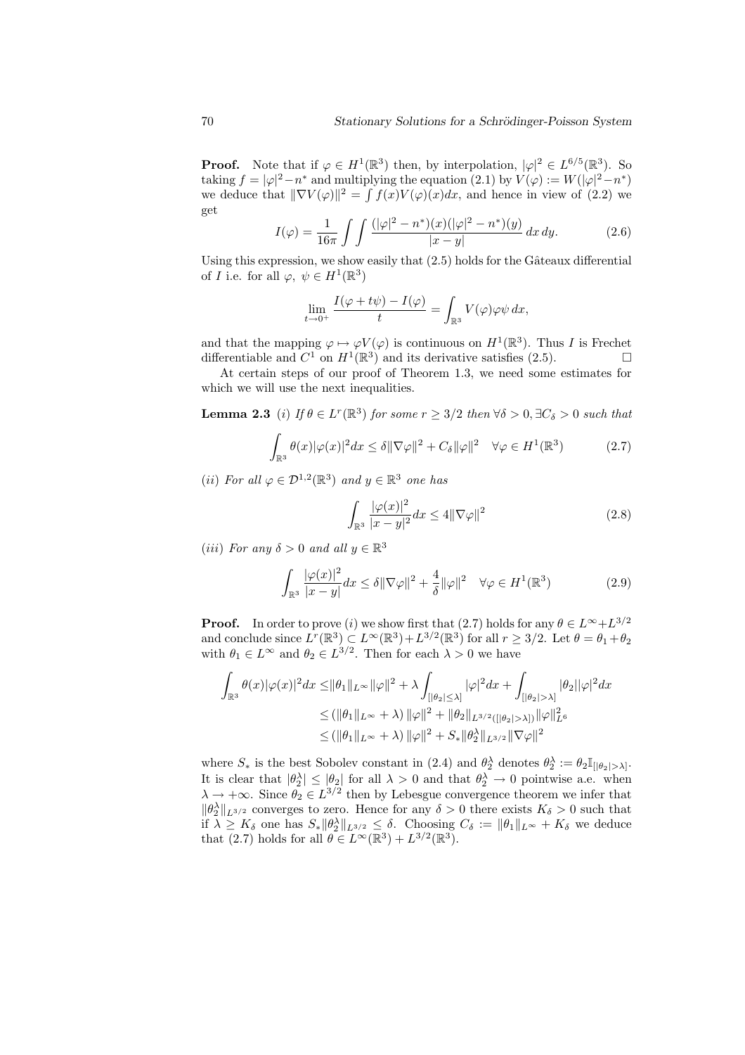**Proof.** Note that if $\varphi \in H^1(\mathbb{R}^3)$ then, by interpolation, $|\varphi|^2 \in L^{6/5}(\mathbb{R}^3)$. So taking $f = |\varphi|^2 - n^*$ and multiplying the equation (2.1) by $V(\varphi) := W(|\varphi|^2 - n^*)$ we deduce that $\|\nabla V(\varphi)\|^2 = \int f(x) V(\varphi)(x) dx$, and hence in view of (2.2) we get

$$I(\varphi) = \frac{1}{16\pi} \int \int \frac{(|\varphi|^2 - n^*)(x)(|\varphi|^2 - n^*)(y)}{|x-y|} \, dx \, dy. \tag{2.6}$$

Using this expression, we show easily that (2.5) holds for the Gâteaux differential of $I$ i.e. for all $\varphi, \ \psi \in H^1(\mathbb{R}^3)$

$$\lim_{t \to 0^+} \frac{I(\varphi + t\psi) - I(\varphi)}{t} = \int_{\mathbb{R}^3} V(\varphi)\varphi\psi \, dx,$$

and that the mapping $\varphi \mapsto \varphi V(\varphi)$ is continuous on $H^1(\mathbb{R}^3)$. Thus $I$ is Frechet differentiable and $C^1$ on $H^1(\mathbb{R}^3)$ and its derivative satisfies (2.5). $\square$

At certain steps of our proof of Theorem 1.3, we need some estimates for which we will use the next inequalities.

**Lemma 2.3** *(i) If $\theta \in L^r(\mathbb{R}^3)$ for some $r \geq 3/2$ then $\forall \delta > 0, \exists C_\delta > 0$ such that*

$$\int_{\mathbb{R}^3} \theta(x)|\varphi(x)|^2 dx \leq \delta \|\nabla\varphi\|^2 + C_\delta \|\varphi\|^2 \quad \forall \varphi \in H^1(\mathbb{R}^3) \tag{2.7}$$

*(ii) For all $\varphi \in \mathcal{D}^{1,2}(\mathbb{R}^3)$ and $y \in \mathbb{R}^3$ one has*

$$\int_{\mathbb{R}^3} \frac{|\varphi(x)|^2}{|x-y|^2} dx \leq 4\|\nabla\varphi\|^2 \tag{2.8}$$

*(iii) For any $\delta > 0$ and all $y \in \mathbb{R}^3$*

$$\int_{\mathbb{R}^3} \frac{|\varphi(x)|^2}{|x-y|} dx \leq \delta\|\nabla\varphi\|^2 + \frac{4}{\delta}\|\varphi\|^2 \quad \forall \varphi \in H^1(\mathbb{R}^3) \tag{2.9}$$

**Proof.** In order to prove $(i)$ we show first that (2.7) holds for any $\theta \in L^\infty + L^{3/2}$ and conclude since $L^r(\mathbb{R}^3) \subset L^\infty(\mathbb{R}^3) + L^{3/2}(\mathbb{R}^3)$ for all $r \geq 3/2$. Let $\theta = \theta_1 + \theta_2$ with $\theta_1 \in L^\infty$ and $\theta_2 \in L^{3/2}$. Then for each $\lambda > 0$ we have

$$\begin{aligned}
\int_{\mathbb{R}^3} \theta(x)|\varphi(x)|^2 dx \leq & \|\theta_1\|_{L^\infty}\|\varphi\|^2 + \lambda \int_{[|\theta_2| \leq \lambda]} |\varphi|^2 dx + \int_{[|\theta_2| > \lambda]} |\theta_2||\varphi|^2 dx \\
\leq & \left(\|\theta_1\|_{L^\infty} + \lambda\right)\|\varphi\|^2 + \|\theta_2\|_{L^{3/2}([|\theta_2|>\lambda])}\|\varphi\|^2_{L^6} \\
\leq & \left(\|\theta_1\|_{L^\infty} + \lambda\right)\|\varphi\|^2 + S_*\|\theta_2^\lambda\|_{L^{3/2}}\|\nabla\varphi\|^2
\end{aligned}$$

where $S_*$ is the best Sobolev constant in (2.4) and $\theta_2^\lambda$ denotes $\theta_2^\lambda := \theta_2 \mathbb{I}_{[|\theta_2|>\lambda]}$. It is clear that $|\theta_2^\lambda| \leq |\theta_2|$ for all $\lambda > 0$ and that $\theta_2^\lambda \to 0$ pointwise a.e. when $\lambda \to +\infty$. Since $\theta_2 \in L^{3/2}$ then by Lebesgue convergence theorem we infer that $\|\theta_2^\lambda\|_{L^{3/2}}$ converges to zero. Hence for any $\delta > 0$ there exists $K_\delta > 0$ such that if $\lambda \geq K_\delta$ one has $S_*\|\theta_2^\lambda\|_{L^{3/2}} \leq \delta$. Choosing $C_\delta := \|\theta_1\|_{L^\infty} + K_\delta$ we deduce that (2.7) holds for all $\theta \in L^\infty(\mathbb{R}^3) + L^{3/2}(\mathbb{R}^3)$.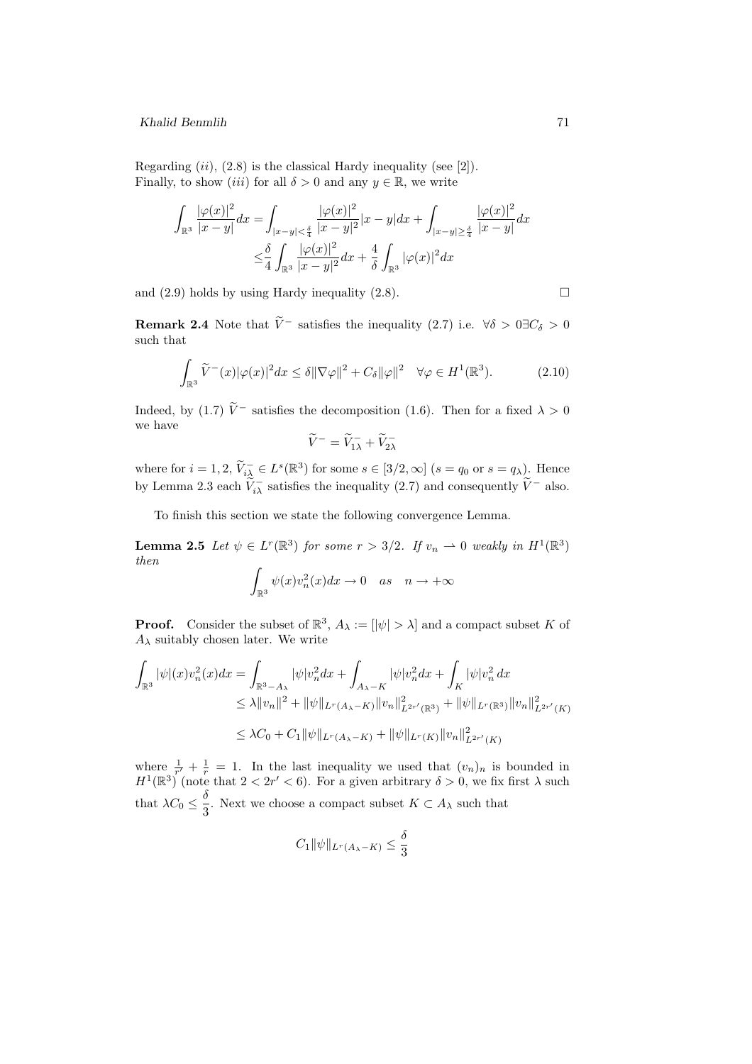Regarding $(ii)$, (2.8) is the classical Hardy inequality (see [2]).
Finally, to show $(iii)$ for all $\delta > 0$ and any $y \in \mathbb{R}$, we write

$$\int_{\mathbb{R}^3} \frac{|\varphi(x)|^2}{|x-y|}dx = \int_{|x-y|<\frac{\delta}{4}} \frac{|\varphi(x)|^2}{|x-y|^2}|x-y|dx + \int_{|x-y|\geq\frac{\delta}{4}} \frac{|\varphi(x)|^2}{|x-y|}dx$$
$$\leq \frac{\delta}{4}\int_{\mathbb{R}^3} \frac{|\varphi(x)|^2}{|x-y|^2}dx + \frac{4}{\delta}\int_{\mathbb{R}^3} |\varphi(x)|^2 dx$$

and (2.9) holds by using Hardy inequality (2.8). □

**Remark 2.4** Note that $\widetilde{V}^-$ satisfies the inequality (2.7) i.e. $\forall\delta > 0 \exists C_\delta > 0$ such that

$$\int_{\mathbb{R}^3} \widetilde{V}^-(x)|\varphi(x)|^2 dx \leq \delta\|\nabla\varphi\|^2 + C_\delta\|\varphi\|^2 \quad \forall\varphi \in H^1(\mathbb{R}^3). \tag{2.10}$$

Indeed, by (1.7) $\widetilde{V}^-$ satisfies the decomposition (1.6). Then for a fixed $\lambda > 0$ we have

$$\widetilde{V}^- = \widetilde{V}^-_{1\lambda} + \widetilde{V}^-_{2\lambda}$$

where for $i = 1, 2$, $\widetilde{V}^-_{i\lambda} \in L^s(\mathbb{R}^3)$ for some $s \in [3/2, \infty]$ ($s = q_0$ or $s = q_\lambda$). Hence by Lemma 2.3 each $\widetilde{V}^-_{i\lambda}$ satisfies the inequality (2.7) and consequently $\widetilde{V}^-$ also.

To finish this section we state the following convergence Lemma.

**Lemma 2.5** *Let $\psi \in L^r(\mathbb{R}^3)$ for some $r > 3/2$. If $v_n \rightharpoonup 0$ weakly in $H^1(\mathbb{R}^3)$ then*

$$\int_{\mathbb{R}^3} \psi(x)v_n^2(x)dx \to 0 \quad as \quad n \to +\infty$$

**Proof.** Consider the subset of $\mathbb{R}^3$, $A_\lambda := [|\psi| > \lambda]$ and a compact subset $K$ of $A_\lambda$ suitably chosen later. We write

$$\int_{\mathbb{R}^3} |\psi|(x)v_n^2(x)dx = \int_{\mathbb{R}^3 - A_\lambda} |\psi|v_n^2 dx + \int_{A_\lambda - K} |\psi|v_n^2 dx + \int_K |\psi|v_n^2\, dx$$
$$\leq \lambda\|v_n\|^2 + \|\psi\|_{L^r(A_\lambda - K)}\|v_n\|^2_{L^{2r'}(\mathbb{R}^3)} + \|\psi\|_{L^r(\mathbb{R}^3)}\|v_n\|^2_{L^{2r'}(K)}$$
$$\leq \lambda C_0 + C_1\|\psi\|_{L^r(A_\lambda - K)} + \|\psi\|_{L^r(K)}\|v_n\|^2_{L^{2r'}(K)}$$

where $\frac{1}{r'} + \frac{1}{r} = 1$. In the last inequality we used that $(v_n)_n$ is bounded in $H^1(\mathbb{R}^3)$ (note that $2 < 2r' < 6$). For a given arbitrary $\delta > 0$, we fix first $\lambda$ such that $\lambda C_0 \leq \dfrac{\delta}{3}$. Next we choose a compact subset $K \subset A_\lambda$ such that

$$C_1\|\psi\|_{L^r(A_\lambda - K)} \leq \frac{\delta}{3}$$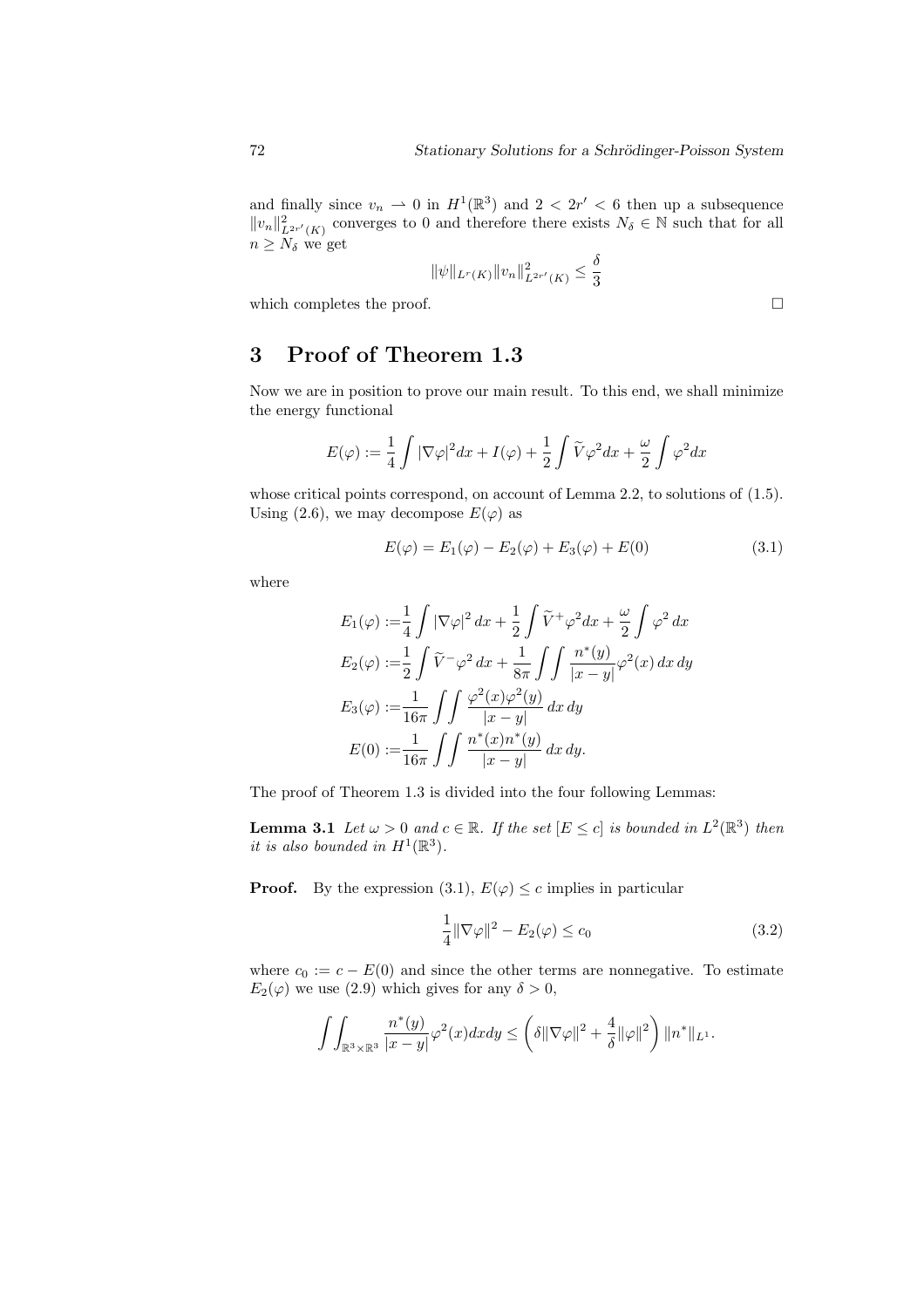and finally since $v_n \rightharpoonup 0$ in $H^1(\mathbb{R}^3)$ and $2 < 2r' < 6$ then up a subsequence $\|v_n\|^2_{L^{2r'}(K)}$ converges to 0 and therefore there exists $N_\delta \in \mathbb{N}$ such that for all $n \geq N_\delta$ we get

$$\|\psi\|_{L^r(K)} \|v_n\|^2_{L^{2r'}(K)} \leq \frac{\delta}{3}$$

which completes the proof. $\square$

# 3 Proof of Theorem 1.3

Now we are in position to prove our main result. To this end, we shall minimize the energy functional

$$E(\varphi) := \frac{1}{4}\int |\nabla\varphi|^2 dx + I(\varphi) + \frac{1}{2}\int \widetilde{V}\varphi^2 dx + \frac{\omega}{2}\int \varphi^2 dx$$

whose critical points correspond, on account of Lemma 2.2, to solutions of (1.5). Using (2.6), we may decompose $E(\varphi)$ as

$$E(\varphi) = E_1(\varphi) - E_2(\varphi) + E_3(\varphi) + E(0) \tag{3.1}$$

where

$$\begin{aligned}
E_1(\varphi) :=& \frac{1}{4}\int |\nabla\varphi|^2 \, dx + \frac{1}{2}\int \widetilde{V}^+\varphi^2 dx + \frac{\omega}{2}\int \varphi^2 \, dx \\
E_2(\varphi) :=& \frac{1}{2}\int \widetilde{V}^-\varphi^2 \, dx + \frac{1}{8\pi}\int\int \frac{n^*(y)}{|x-y|}\varphi^2(x) \, dx \, dy \\
E_3(\varphi) :=& \frac{1}{16\pi}\int\int \frac{\varphi^2(x)\varphi^2(y)}{|x-y|} \, dx \, dy \\
E(0) :=& \frac{1}{16\pi}\int\int \frac{n^*(x)n^*(y)}{|x-y|} \, dx \, dy.
\end{aligned}$$

The proof of Theorem 1.3 is divided into the four following Lemmas:

**Lemma 3.1** *Let $\omega > 0$ and $c \in \mathbb{R}$. If the set $[E \leq c]$ is bounded in $L^2(\mathbb{R}^3)$ then it is also bounded in $H^1(\mathbb{R}^3)$.*

**Proof.** By the expression (3.1), $E(\varphi) \leq c$ implies in particular

$$\frac{1}{4}\|\nabla\varphi\|^2 - E_2(\varphi) \leq c_0 \tag{3.2}$$

where $c_0 := c - E(0)$ and since the other terms are nonnegative. To estimate $E_2(\varphi)$ we use (2.9) which gives for any $\delta > 0$,

$$\int\int_{\mathbb{R}^3\times\mathbb{R}^3} \frac{n^*(y)}{|x-y|}\varphi^2(x) dx dy \leq \left(\delta\|\nabla\varphi\|^2 + \frac{4}{\delta}\|\varphi\|^2\right)\|n^*\|_{L^1}.$$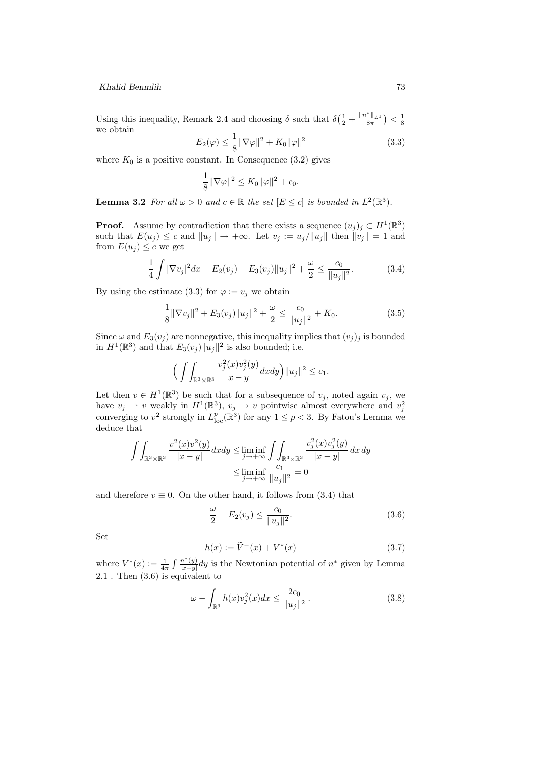Using this inequality, Remark 2.4 and choosing $\delta$ such that $\delta\big(\frac{1}{2}+\frac{\|n^*\|_{L^1}}{8\pi}\big)<\frac{1}{8}$ we obtain

$$E_2(\varphi)\leq \frac{1}{8}\|\nabla\varphi\|^2+K_0\|\varphi\|^2 \tag{3.3}$$

where $K_0$ is a positive constant. In Consequence (3.2) gives

$$\frac{1}{8}\|\nabla\varphi\|^2\leq K_0\|\varphi\|^2+c_0.$$

**Lemma 3.2** *For all $\omega>0$ and $c\in\mathbb{R}$ the set $[E\leq c]$ is bounded in $L^2(\mathbb{R}^3)$.*

**Proof.** Assume by contradiction that there exists a sequence $(u_j)_j\subset H^1(\mathbb{R}^3)$ such that $E(u_j)\leq c$ and $\|u_j\|\to+\infty$. Let $v_j:=u_j/\|u_j\|$ then $\|v_j\|=1$ and from $E(u_j)\leq c$ we get

$$\frac{1}{4}\int|\nabla v_j|^2dx-E_2(v_j)+E_3(v_j)\|u_j\|^2+\frac{\omega}{2}\leq\frac{c_0}{\|u_j\|^2}. \tag{3.4}$$

By using the estimate (3.3) for $\varphi:=v_j$ we obtain

$$\frac{1}{8}\|\nabla v_j\|^2+E_3(v_j)\|u_j\|^2+\frac{\omega}{2}\leq\frac{c_0}{\|u_j\|^2}+K_0. \tag{3.5}$$

Since $\omega$ and $E_3(v_j)$ are nonnegative, this inequality implies that $(v_j)_j$ is bounded in $H^1(\mathbb{R}^3)$ and that $E_3(v_j)\|u_j\|^2$ is also bounded; i.e.

$$\Big(\int\int_{\mathbb{R}^3\times\mathbb{R}^3}\frac{v_j^2(x)v_j^2(y)}{|x-y|}dxdy\Big)\|u_j\|^2\leq c_1.$$

Let then $v\in H^1(\mathbb{R}^3)$ be such that for a subsequence of $v_j$, noted again $v_j$, we have $v_j\rightharpoonup v$ weakly in $H^1(\mathbb{R}^3)$, $v_j\to v$ pointwise almost everywhere and $v_j^2$ converging to $v^2$ strongly in $L^p_{\rm loc}(\mathbb{R}^3)$ for any $1\leq p<3$. By Fatou's Lemma we deduce that

$$\begin{aligned}\int\int_{\mathbb{R}^3\times\mathbb{R}^3}\frac{v^2(x)v^2(y)}{|x-y|}dxdy &\leq\liminf_{j\to+\infty}\int\int_{\mathbb{R}^3\times\mathbb{R}^3}\frac{v_j^2(x)v_j^2(y)}{|x-y|}\,dx\,dy\\ &\leq\liminf_{j\to+\infty}\frac{c_1}{\|u_j\|^2}=0\end{aligned}$$

and therefore $v\equiv 0$. On the other hand, it follows from (3.4) that

$$\frac{\omega}{2}-E_2(v_j)\leq\frac{c_0}{\|u_j\|^2}. \tag{3.6}$$

Set

$$h(x):=\widetilde{V}^-(x)+V^*(x) \tag{3.7}$$

where $V^*(x):=\frac{1}{4\pi}\int\frac{n^*(y)}{|x-y|}dy$ is the Newtonian potential of $n^*$ given by Lemma 2.1 . Then (3.6) is equivalent to

$$\omega-\int_{\mathbb{R}^3}h(x)v_j^2(x)dx\leq\frac{2c_0}{\|u_j\|^2}\,. \tag{3.8}$$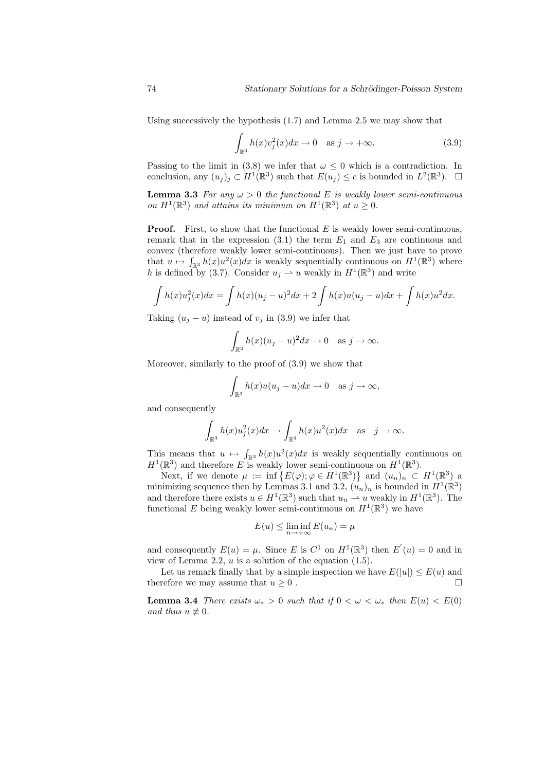Using successively the hypothesis (1.7) and Lemma 2.5 we may show that

$$\int_{\mathbb{R}^3} h(x)v_j^2(x)dx \to 0 \quad \text{as } j \to +\infty. \tag{3.9}$$

Passing to the limit in (3.8) we infer that $\omega \leq 0$ which is a contradiction. In conclusion, any $(u_j)_j \subset H^1(\mathbb{R}^3)$ such that $E(u_j) \leq c$ is bounded in $L^2(\mathbb{R}^3)$. $\square$

**Lemma 3.3** *For any $\omega > 0$ the functional $E$ is weakly lower semi-continuous on $H^1(\mathbb{R}^3)$ and attains its minimum on $H^1(\mathbb{R}^3)$ at $u \geq 0$.*

**Proof.** First, to show that the functional $E$ is weakly lower semi-continuous, remark that in the expression (3.1) the term $E_1$ and $E_3$ are continuous and convex (therefore weakly lower semi-continuous). Then we just have to prove that $u \mapsto \int_{\mathbb{R}^3} h(x)u^2(x)dx$ is weakly sequentially continuous on $H^1(\mathbb{R}^3)$ where $h$ is defined by (3.7). Consider $u_j \rightharpoonup u$ weakly in $H^1(\mathbb{R}^3)$ and write

$$\int h(x)u_j^2(x)dx = \int h(x)(u_j - u)^2 dx + 2\int h(x)u(u_j - u)dx + \int h(x)u^2 dx.$$

Taking $(u_j - u)$ instead of $v_j$ in (3.9) we infer that

$$\int_{\mathbb{R}^3} h(x)(u_j - u)^2 dx \to 0 \quad \text{as } j \to \infty.$$

Moreover, similarly to the proof of (3.9) we show that

$$\int_{\mathbb{R}^3} h(x)u(u_j - u)dx \to 0 \quad \text{as } j \to \infty,$$

and consequently

$$\int_{\mathbb{R}^3} h(x)u_j^2(x)dx \to \int_{\mathbb{R}^3} h(x)u^2(x)dx \quad \text{as} \quad j \to \infty.$$

This means that $u \mapsto \int_{\mathbb{R}^3} h(x)u^2(x)dx$ is weakly sequentially continuous on $H^1(\mathbb{R}^3)$ and therefore $E$ is weakly lower semi-continuous on $H^1(\mathbb{R}^3)$.

Next, if we denote $\mu := \inf\left\{E(\varphi); \varphi \in H^1(\mathbb{R}^3)\right\}$ and $(u_n)_n \subset H^1(\mathbb{R}^3)$ a minimizing sequence then by Lemmas 3.1 and 3.2, $(u_n)_n$ is bounded in $H^1(\mathbb{R}^3)$ and therefore there exists $u \in H^1(\mathbb{R}^3)$ such that $u_n \rightharpoonup u$ weakly in $H^1(\mathbb{R}^3)$. The functional $E$ being weakly lower semi-continuous on $H^1(\mathbb{R}^3)$ we have

$$E(u) \leq \liminf_{n \to +\infty} E(u_n) = \mu$$

and consequently $E(u) = \mu$. Since $E$ is $C^1$ on $H^1(\mathbb{R}^3)$ then $E'(u) = 0$ and in view of Lemma 2.2, $u$ is a solution of the equation (1.5).

Let us remark finally that by a simple inspection we have $E(|u|) \leq E(u)$ and therefore we may assume that $u \geq 0$ . $\square$

**Lemma 3.4** *There exists $\omega_* > 0$ such that if $0 < \omega < \omega_*$ then $E(u) < E(0)$ and thus $u \not\equiv 0$.*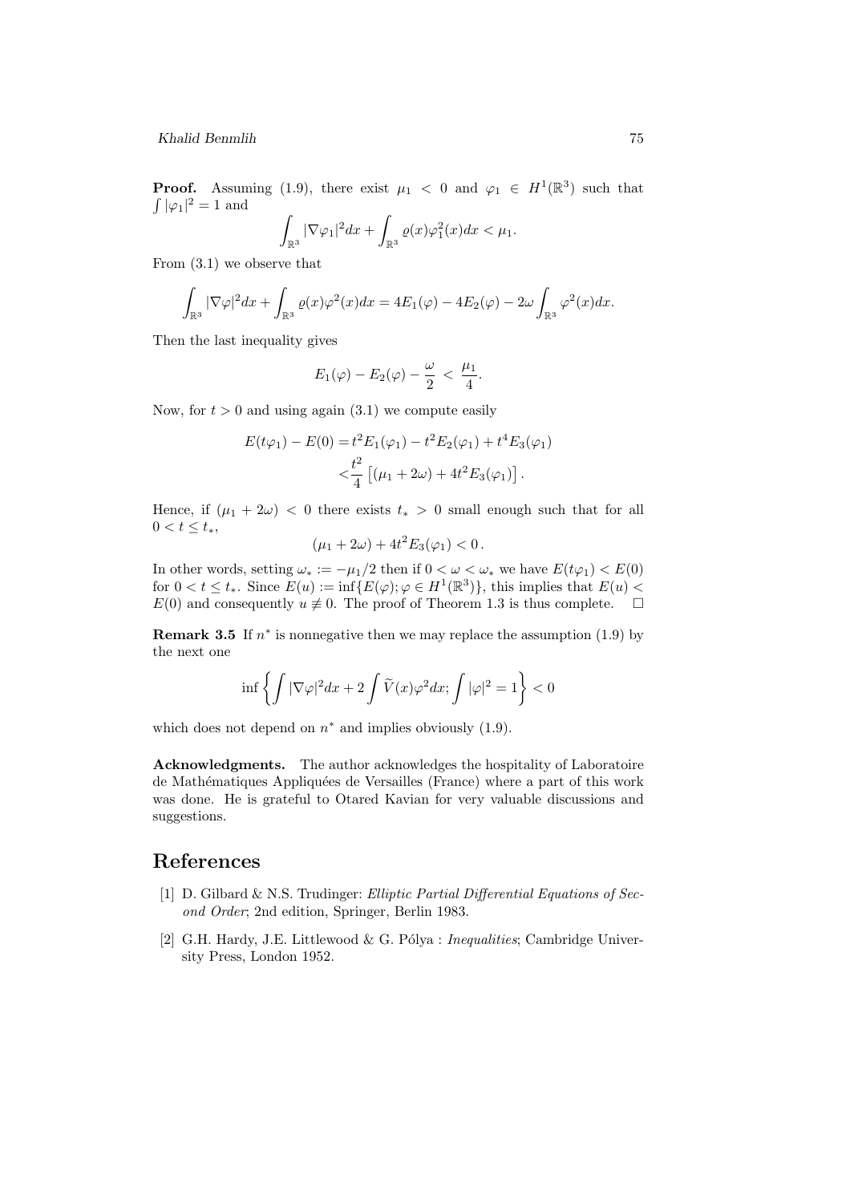**Proof.** Assuming (1.9), there exist $\mu_1 < 0$ and $\varphi_1 \in H^1(\mathbb{R}^3)$ such that $\int |\varphi_1|^2 = 1$ and

$$\int_{\mathbb{R}^3} |\nabla \varphi_1|^2 dx + \int_{\mathbb{R}^3} \varrho(x) \varphi_1^2(x) dx < \mu_1.$$

From (3.1) we observe that

$$\int_{\mathbb{R}^3} |\nabla \varphi|^2 dx + \int_{\mathbb{R}^3} \varrho(x) \varphi^2(x) dx = 4E_1(\varphi) - 4E_2(\varphi) - 2\omega \int_{\mathbb{R}^3} \varphi^2(x) dx.$$

Then the last inequality gives

$$E_1(\varphi) - E_2(\varphi) - \frac{\omega}{2} < \frac{\mu_1}{4}.$$

Now, for $t > 0$ and using again (3.1) we compute easily

$$\begin{aligned} E(t\varphi_1) - E(0) &= t^2 E_1(\varphi_1) - t^2 E_2(\varphi_1) + t^4 E_3(\varphi_1) \\ &< \frac{t^2}{4} \left[ (\mu_1 + 2\omega) + 4t^2 E_3(\varphi_1) \right]. \end{aligned}$$

Hence, if $(\mu_1 + 2\omega) < 0$ there exists $t_* > 0$ small enough such that for all $0 < t \leq t_*$,

$$(\mu_1 + 2\omega) + 4t^2 E_3(\varphi_1) < 0\,.$$

In other words, setting $\omega_* := -\mu_1/2$ then if $0 < \omega < \omega_*$ we have $E(t\varphi_1) < E(0)$ for $0 < t \leq t_*$. Since $E(u) := \inf\{E(\varphi); \varphi \in H^1(\mathbb{R}^3)\}$, this implies that $E(u) < E(0)$ and consequently $u \not\equiv 0$. The proof of Theorem 1.3 is thus complete. $\square$

**Remark 3.5** If $n^*$ is nonnegative then we may replace the assumption (1.9) by the next one

$$\inf \left\{ \int |\nabla \varphi|^2 dx + 2 \int \widetilde{V}(x) \varphi^2 dx; \int |\varphi|^2 = 1 \right\} < 0$$

which does not depend on $n^*$ and implies obviously (1.9).

**Acknowledgments.** The author acknowledges the hospitality of Laboratoire de Mathématiques Appliquées de Versailles (France) where a part of this work was done. He is grateful to Otared Kavian for very valuable discussions and suggestions.

# References

[1] D. Gilbard & N.S. Trudinger: *Elliptic Partial Differential Equations of Second Order*; 2nd edition, Springer, Berlin 1983.

[2] G.H. Hardy, J.E. Littlewood & G. Pólya : *Inequalities*; Cambridge University Press, London 1952.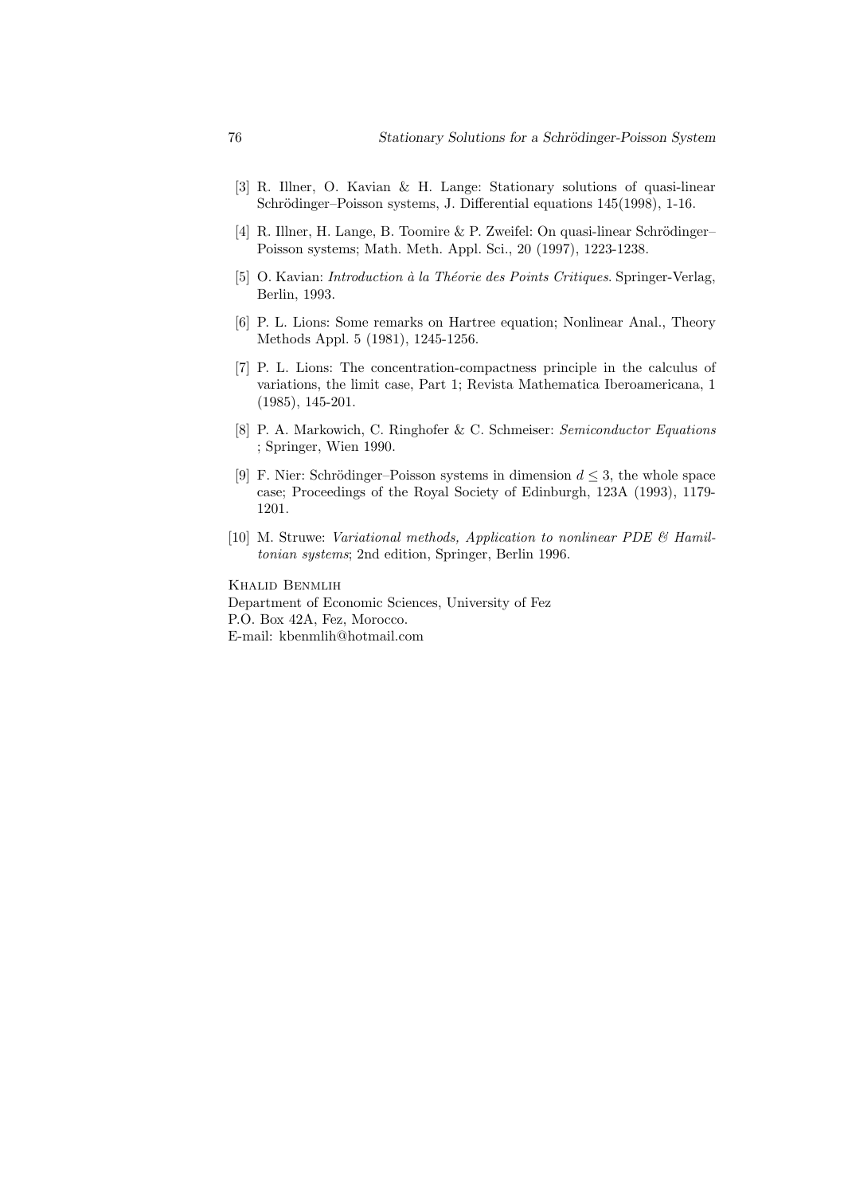[3] R. Illner, O. Kavian & H. Lange: Stationary solutions of quasi-linear Schrödinger–Poisson systems, J. Differential equations 145(1998), 1-16.

[4] R. Illner, H. Lange, B. Toomire & P. Zweifel: On quasi-linear Schrödinger–Poisson systems; Math. Meth. Appl. Sci., 20 (1997), 1223-1238.

[5] O. Kavian: *Introduction à la Théorie des Points Critiques*. Springer-Verlag, Berlin, 1993.

[6] P. L. Lions: Some remarks on Hartree equation; Nonlinear Anal., Theory Methods Appl. 5 (1981), 1245-1256.

[7] P. L. Lions: The concentration-compactness principle in the calculus of variations, the limit case, Part 1; Revista Mathematica Iberoamericana, 1 (1985), 145-201.

[8] P. A. Markowich, C. Ringhofer & C. Schmeiser: *Semiconductor Equations* ; Springer, Wien 1990.

[9] F. Nier: Schrödinger–Poisson systems in dimension $d \leq 3$, the whole space case; Proceedings of the Royal Society of Edinburgh, 123A (1993), 1179-1201.

[10] M. Struwe: *Variational methods, Application to nonlinear PDE & Hamiltonian systems*; 2nd edition, Springer, Berlin 1996.

Khalid Benmlih
Department of Economic Sciences, University of Fez
P.O. Box 42A, Fez, Morocco.
E-mail: kbenmlih@hotmail.com